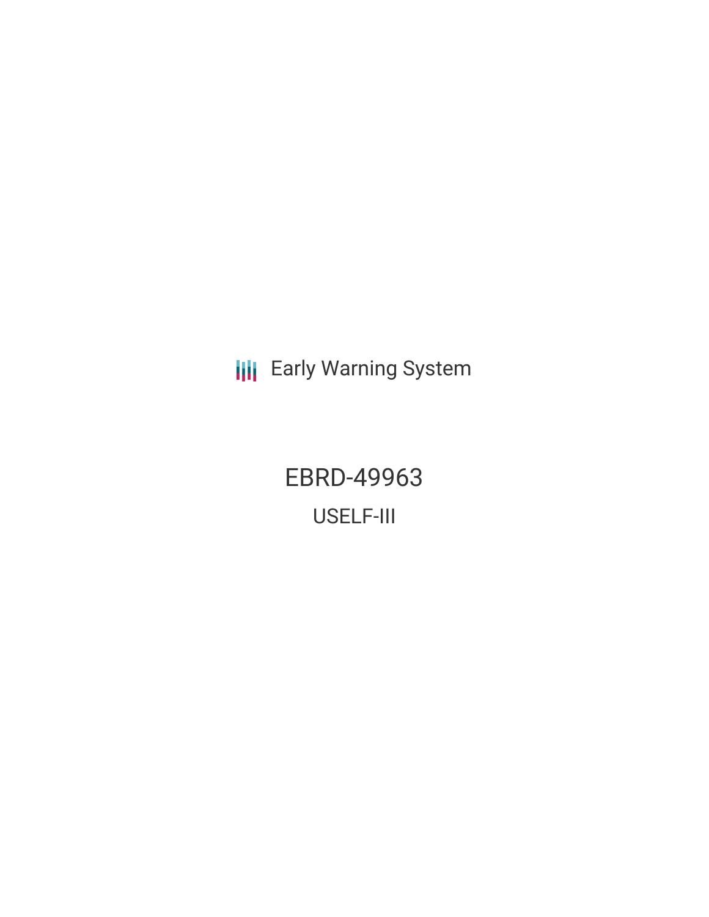Early Warning System

# EBRD-49963

## USELF-III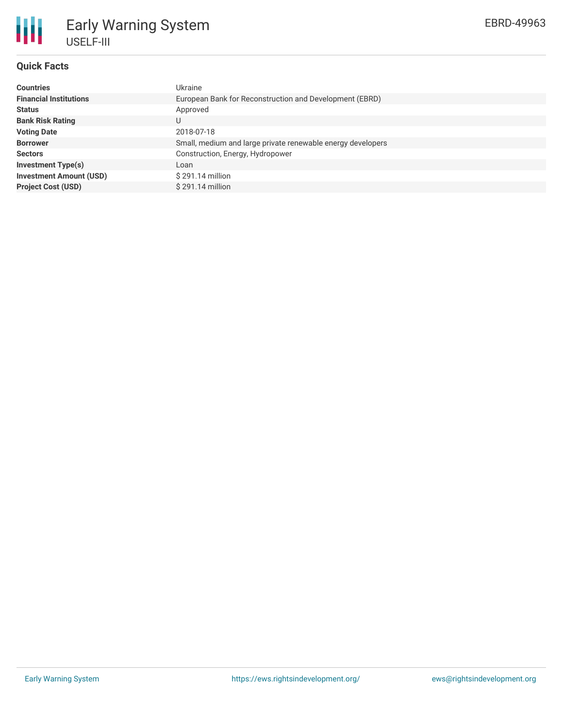# Early Warning System

## USELF-III

EBRD-49963

### Quick Facts

| | |
|---|---|
| **Countries** | Ukraine |
| **Financial Institutions** | European Bank for Reconstruction and Development (EBRD) |
| **Status** | Approved |
| **Bank Risk Rating** | U |
| **Voting Date** | 2018-07-18 |
| **Borrower** | Small, medium and large private renewable energy developers |
| **Sectors** | Construction, Energy, Hydropower |
| **Investment Type(s)** | Loan |
| **Investment Amount (USD)** | $ 291.14 million |
| **Project Cost (USD)** | $ 291.14 million |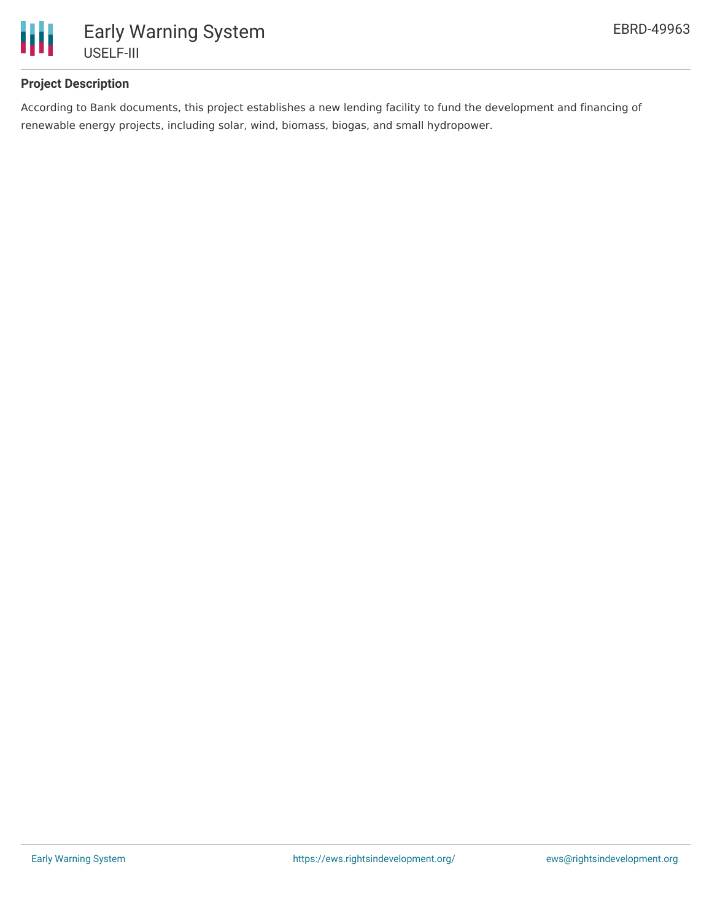## Project Description

According to Bank documents, this project establishes a new lending facility to fund the development and financing of renewable energy projects, including solar, wind, biomass, biogas, and small hydropower.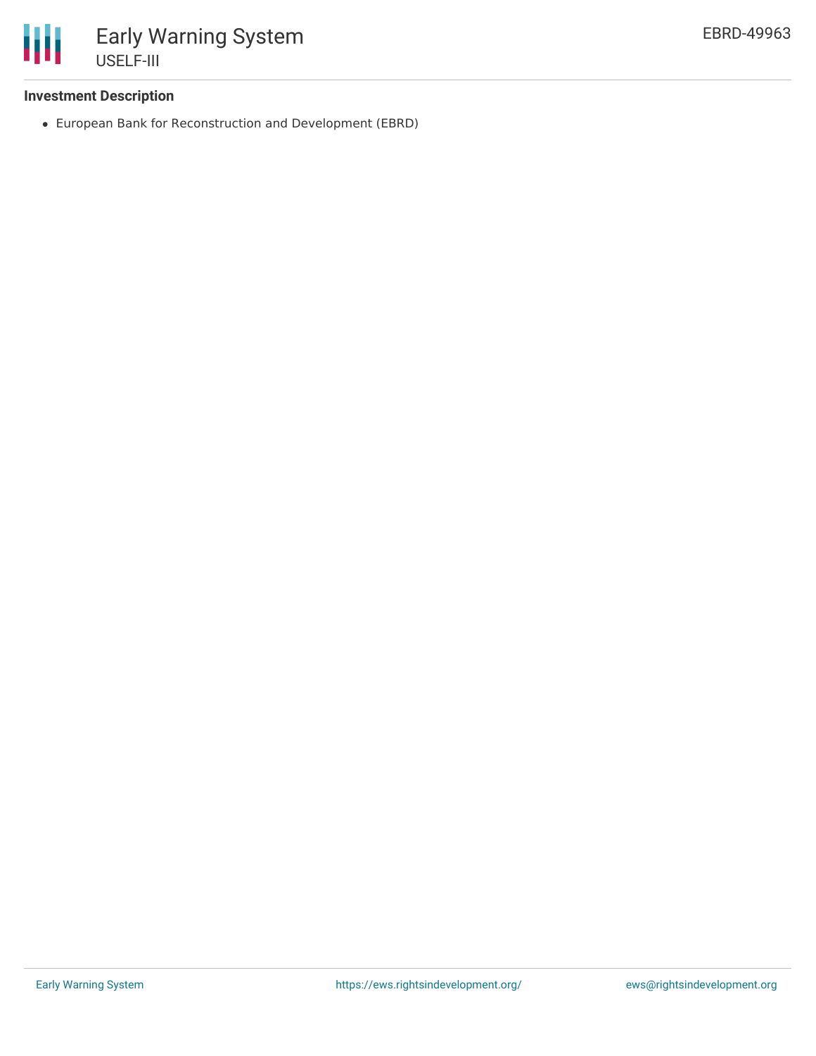### Investment Description

- European Bank for Reconstruction and Development (EBRD)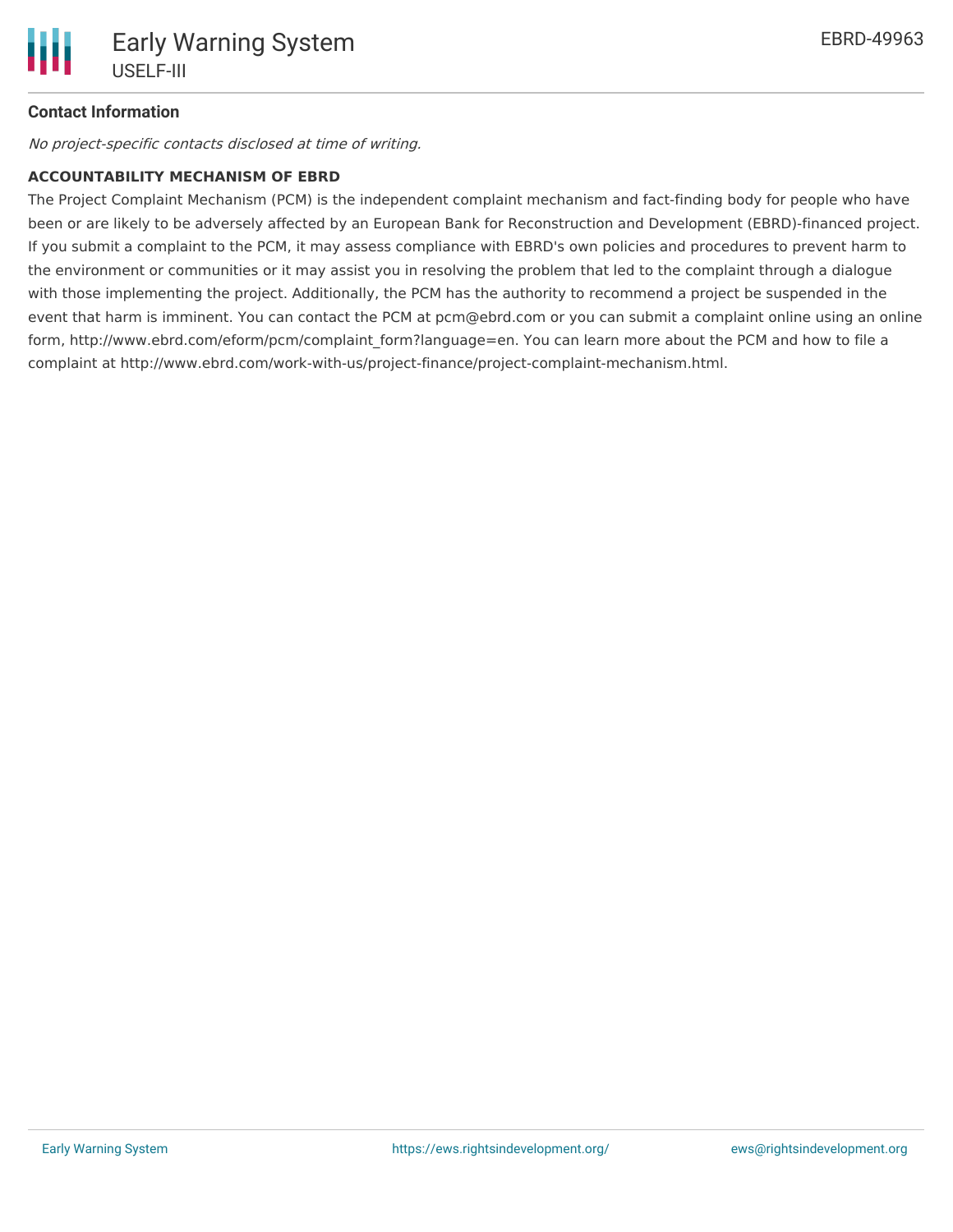## Contact Information

*No project-specific contacts disclosed at time of writing.*

**ACCOUNTABILITY MECHANISM OF EBRD**

The Project Complaint Mechanism (PCM) is the independent complaint mechanism and fact-finding body for people who have been or are likely to be adversely affected by an European Bank for Reconstruction and Development (EBRD)-financed project. If you submit a complaint to the PCM, it may assess compliance with EBRD's own policies and procedures to prevent harm to the environment or communities or it may assist you in resolving the problem that led to the complaint through a dialogue with those implementing the project. Additionally, the PCM has the authority to recommend a project be suspended in the event that harm is imminent. You can contact the PCM at pcm@ebrd.com or you can submit a complaint online using an online form, http://www.ebrd.com/eform/pcm/complaint_form?language=en. You can learn more about the PCM and how to file a complaint at http://www.ebrd.com/work-with-us/project-finance/project-complaint-mechanism.html.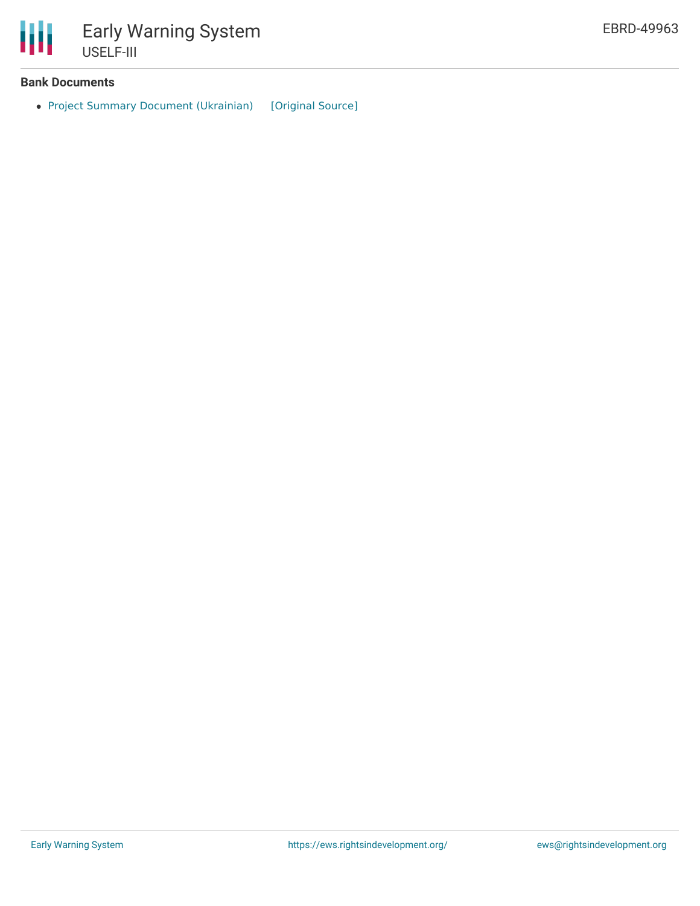**Bank Documents**

- Project Summary Document (Ukrainian) [Original Source]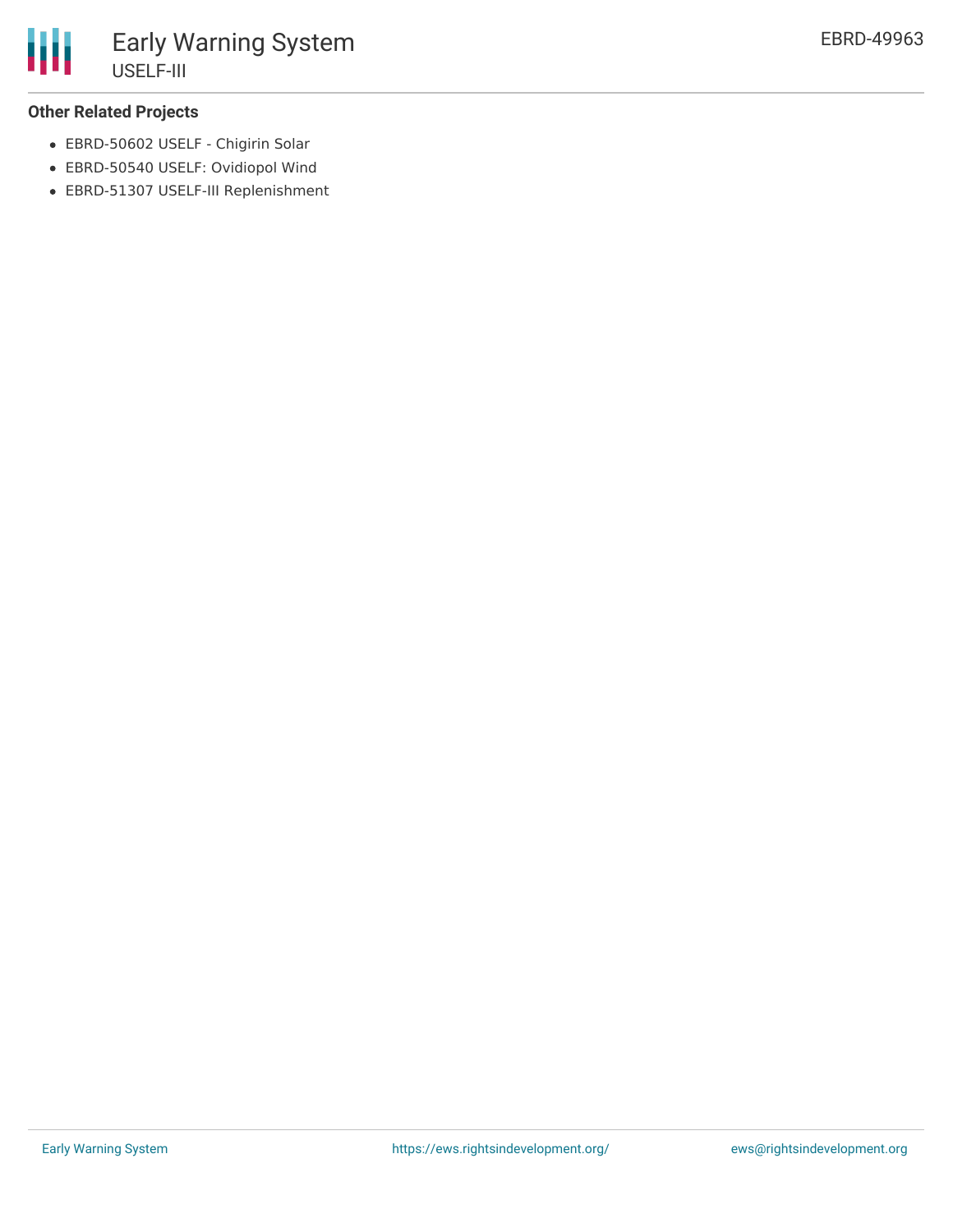### Other Related Projects

- EBRD-50602 USELF - Chigirin Solar
- EBRD-50540 USELF: Ovidiopol Wind
- EBRD-51307 USELF-III Replenishment